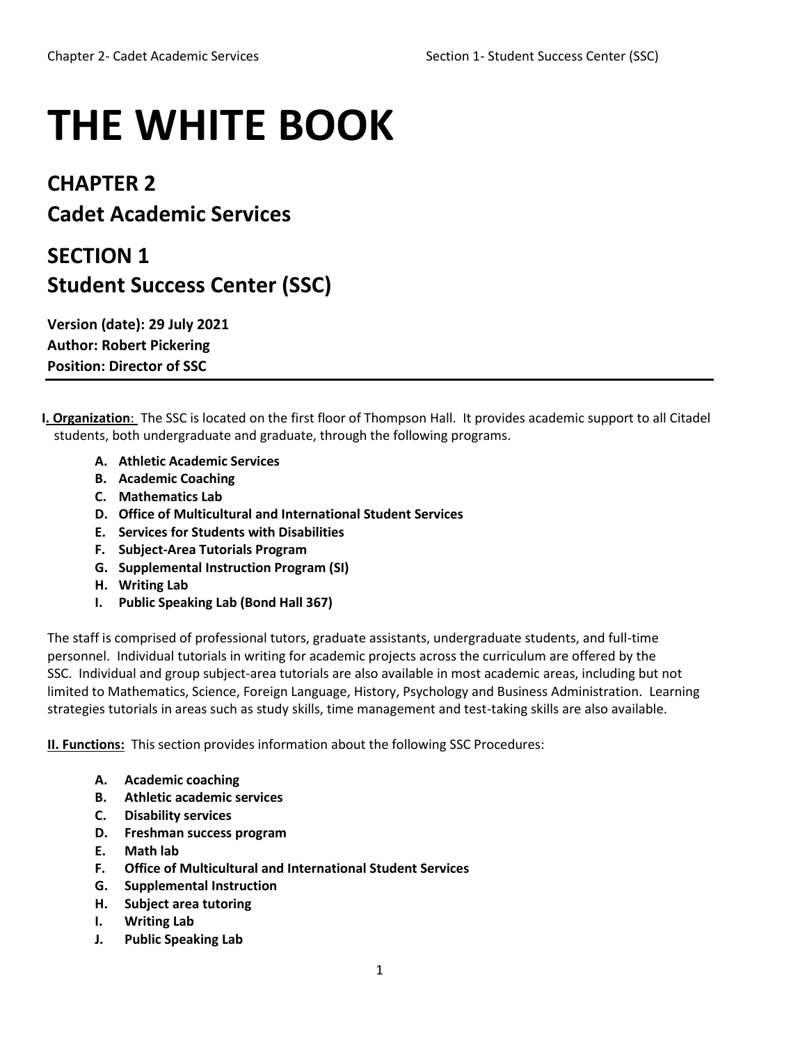# THE WHITE BOOK

## CHAPTER 2
## Cadet Academic Services

## SECTION 1
## Student Success Center (SSC)

**Version (date): 29 July 2021**
**Author: Robert Pickering**
**Position: Director of SSC**

---

**I. Organization**: The SSC is located on the first floor of Thompson Hall. It provides academic support to all Citadel students, both undergraduate and graduate, through the following programs.

- **A. Athletic Academic Services**
- **B. Academic Coaching**
- **C. Mathematics Lab**
- **D. Office of Multicultural and International Student Services**
- **E. Services for Students with Disabilities**
- **F. Subject-Area Tutorials Program**
- **G. Supplemental Instruction Program (SI)**
- **H. Writing Lab**
- **I. Public Speaking Lab (Bond Hall 367)**

The staff is comprised of professional tutors, graduate assistants, undergraduate students, and full-time personnel. Individual tutorials in writing for academic projects across the curriculum are offered by the SSC. Individual and group subject-area tutorials are also available in most academic areas, including but not limited to Mathematics, Science, Foreign Language, History, Psychology and Business Administration. Learning strategies tutorials in areas such as study skills, time management and test-taking skills are also available.

**II. Functions:** This section provides information about the following SSC Procedures:

- **A. Academic coaching**
- **B. Athletic academic services**
- **C. Disability services**
- **D. Freshman success program**
- **E. Math lab**
- **F. Office of Multicultural and International Student Services**
- **G. Supplemental Instruction**
- **H. Subject area tutoring**
- **I. Writing Lab**
- **J. Public Speaking Lab**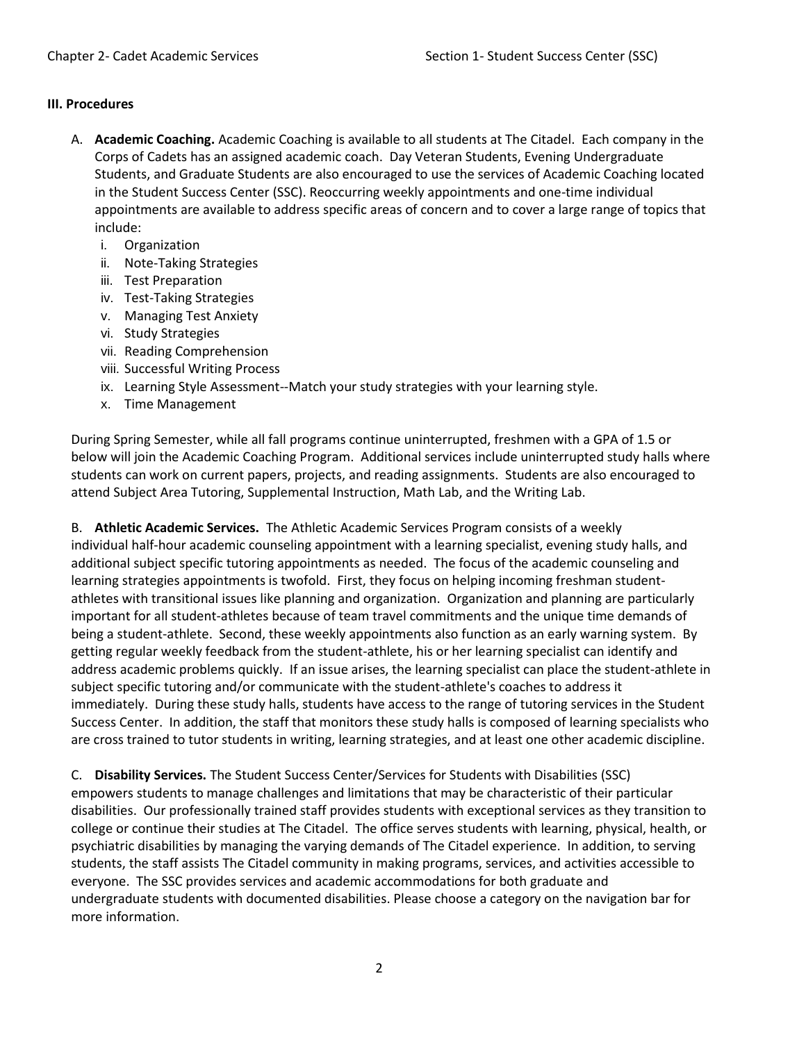### III. Procedures

A. **Academic Coaching.** Academic Coaching is available to all students at The Citadel. Each company in the Corps of Cadets has an assigned academic coach. Day Veteran Students, Evening Undergraduate Students, and Graduate Students are also encouraged to use the services of Academic Coaching located in the Student Success Center (SSC). Reoccurring weekly appointments and one-time individual appointments are available to address specific areas of concern and to cover a large range of topics that include:

   i. Organization
   ii. Note-Taking Strategies
   iii. Test Preparation
   iv. Test-Taking Strategies
   v. Managing Test Anxiety
   vi. Study Strategies
   vii. Reading Comprehension
   viii. Successful Writing Process
   ix. Learning Style Assessment--Match your study strategies with your learning style.
   x. Time Management

During Spring Semester, while all fall programs continue uninterrupted, freshmen with a GPA of 1.5 or below will join the Academic Coaching Program. Additional services include uninterrupted study halls where students can work on current papers, projects, and reading assignments. Students are also encouraged to attend Subject Area Tutoring, Supplemental Instruction, Math Lab, and the Writing Lab.

B. **Athletic Academic Services.** The Athletic Academic Services Program consists of a weekly individual half-hour academic counseling appointment with a learning specialist, evening study halls, and additional subject specific tutoring appointments as needed. The focus of the academic counseling and learning strategies appointments is twofold. First, they focus on helping incoming freshman student-athletes with transitional issues like planning and organization. Organization and planning are particularly important for all student-athletes because of team travel commitments and the unique time demands of being a student-athlete. Second, these weekly appointments also function as an early warning system. By getting regular weekly feedback from the student-athlete, his or her learning specialist can identify and address academic problems quickly. If an issue arises, the learning specialist can place the student-athlete in subject specific tutoring and/or communicate with the student-athlete's coaches to address it immediately. During these study halls, students have access to the range of tutoring services in the Student Success Center. In addition, the staff that monitors these study halls is composed of learning specialists who are cross trained to tutor students in writing, learning strategies, and at least one other academic discipline.

C. **Disability Services.** The Student Success Center/Services for Students with Disabilities (SSC) empowers students to manage challenges and limitations that may be characteristic of their particular disabilities. Our professionally trained staff provides students with exceptional services as they transition to college or continue their studies at The Citadel. The office serves students with learning, physical, health, or psychiatric disabilities by managing the varying demands of The Citadel experience. In addition, to serving students, the staff assists The Citadel community in making programs, services, and activities accessible to everyone. The SSC provides services and academic accommodations for both graduate and undergraduate students with documented disabilities. Please choose a category on the navigation bar for more information.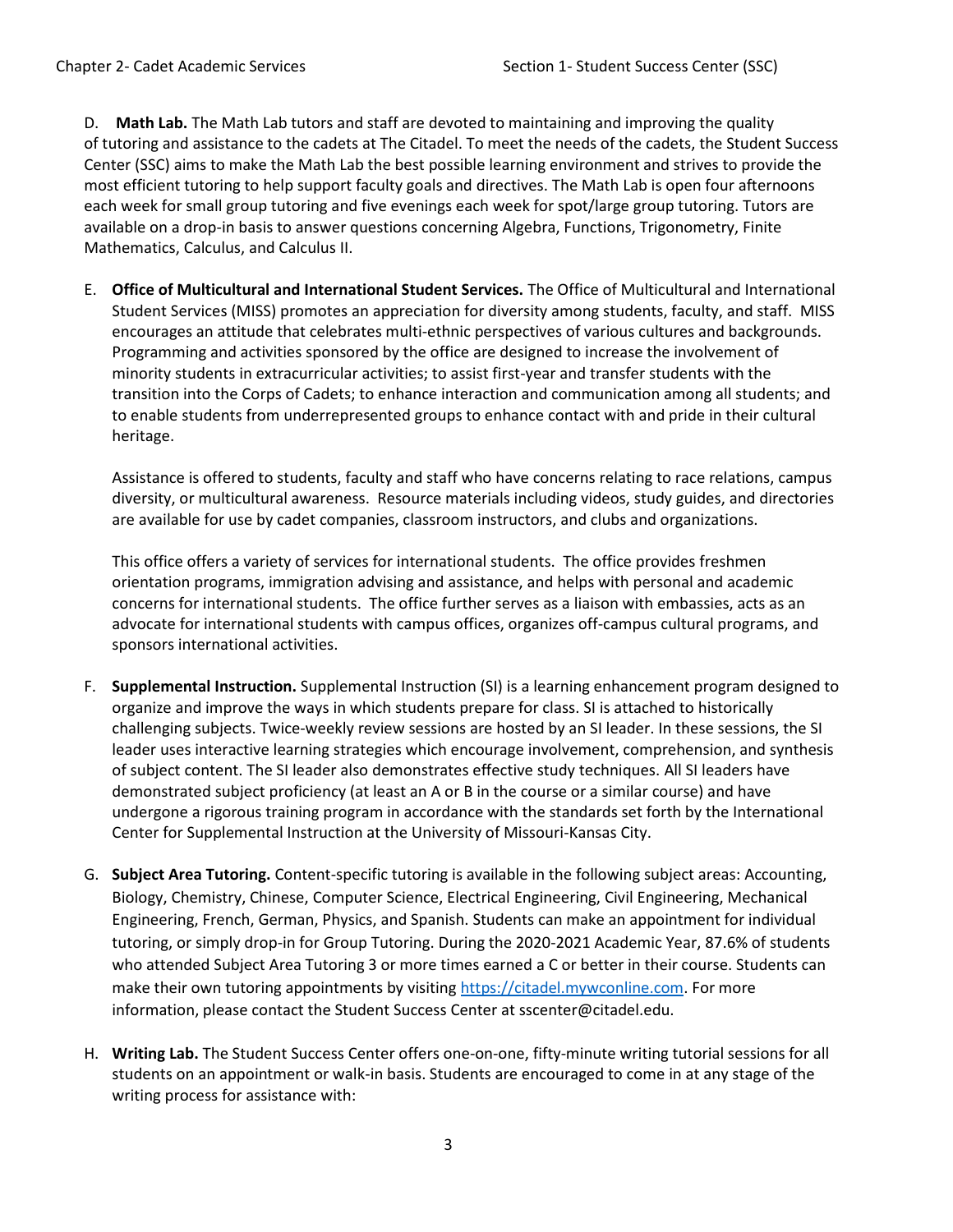D. **Math Lab.** The Math Lab tutors and staff are devoted to maintaining and improving the quality of tutoring and assistance to the cadets at The Citadel. To meet the needs of the cadets, the Student Success Center (SSC) aims to make the Math Lab the best possible learning environment and strives to provide the most efficient tutoring to help support faculty goals and directives. The Math Lab is open four afternoons each week for small group tutoring and five evenings each week for spot/large group tutoring. Tutors are available on a drop-in basis to answer questions concerning Algebra, Functions, Trigonometry, Finite Mathematics, Calculus, and Calculus II.

E. **Office of Multicultural and International Student Services.** The Office of Multicultural and International Student Services (MISS) promotes an appreciation for diversity among students, faculty, and staff. MISS encourages an attitude that celebrates multi-ethnic perspectives of various cultures and backgrounds. Programming and activities sponsored by the office are designed to increase the involvement of minority students in extracurricular activities; to assist first-year and transfer students with the transition into the Corps of Cadets; to enhance interaction and communication among all students; and to enable students from underrepresented groups to enhance contact with and pride in their cultural heritage.

   Assistance is offered to students, faculty and staff who have concerns relating to race relations, campus diversity, or multicultural awareness. Resource materials including videos, study guides, and directories are available for use by cadet companies, classroom instructors, and clubs and organizations.

   This office offers a variety of services for international students. The office provides freshmen orientation programs, immigration advising and assistance, and helps with personal and academic concerns for international students. The office further serves as a liaison with embassies, acts as an advocate for international students with campus offices, organizes off-campus cultural programs, and sponsors international activities.

F. **Supplemental Instruction.** Supplemental Instruction (SI) is a learning enhancement program designed to organize and improve the ways in which students prepare for class. SI is attached to historically challenging subjects. Twice-weekly review sessions are hosted by an SI leader. In these sessions, the SI leader uses interactive learning strategies which encourage involvement, comprehension, and synthesis of subject content. The SI leader also demonstrates effective study techniques. All SI leaders have demonstrated subject proficiency (at least an A or B in the course or a similar course) and have undergone a rigorous training program in accordance with the standards set forth by the International Center for Supplemental Instruction at the University of Missouri-Kansas City.

G. **Subject Area Tutoring.** Content-specific tutoring is available in the following subject areas: Accounting, Biology, Chemistry, Chinese, Computer Science, Electrical Engineering, Civil Engineering, Mechanical Engineering, French, German, Physics, and Spanish. Students can make an appointment for individual tutoring, or simply drop-in for Group Tutoring. During the 2020-2021 Academic Year, 87.6% of students who attended Subject Area Tutoring 3 or more times earned a C or better in their course. Students can make their own tutoring appointments by visiting [https://citadel.mywconline.com](https://citadel.mywconline.com). For more information, please contact the Student Success Center at sscenter@citadel.edu.

H. **Writing Lab.** The Student Success Center offers one-on-one, fifty-minute writing tutorial sessions for all students on an appointment or walk-in basis. Students are encouraged to come in at any stage of the writing process for assistance with: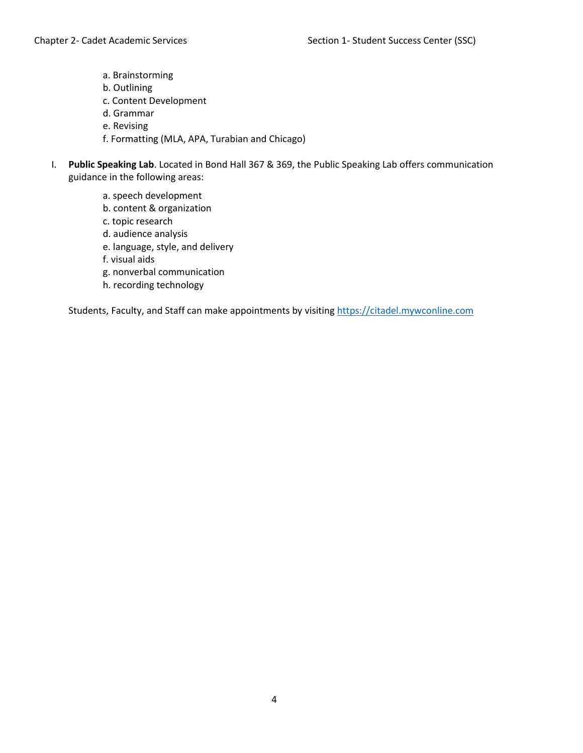a. Brainstorming
b. Outlining
c. Content Development
d. Grammar
e. Revising
f. Formatting (MLA, APA, Turabian and Chicago)

I. **Public Speaking Lab**. Located in Bond Hall 367 & 369, the Public Speaking Lab offers communication guidance in the following areas:

a. speech development
b. content & organization
c. topic research
d. audience analysis
e. language, style, and delivery
f. visual aids
g. nonverbal communication
h. recording technology

Students, Faculty, and Staff can make appointments by visiting https://citadel.mywconline.com